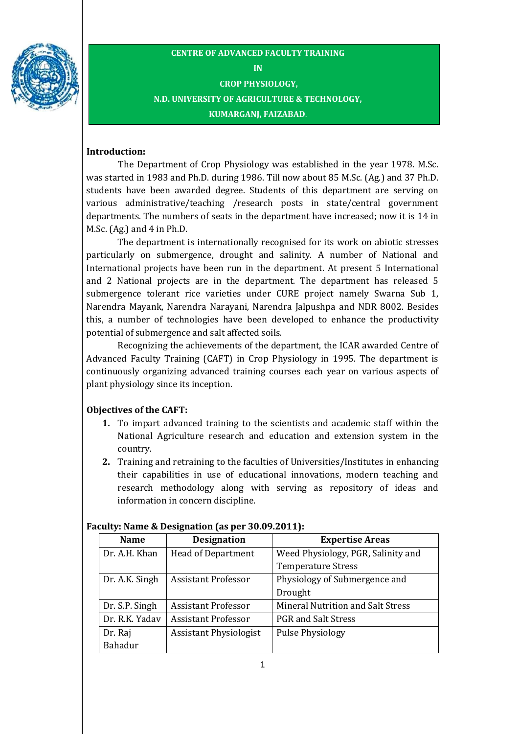# CENTRE OF ADVANCED FACULTY TRAINING
# IN
# CROP PHYSIOLOGY,
# N.D. UNIVERSITY OF AGRICULTURE & TECHNOLOGY,
# KUMARGANJ, FAIZABAD.

**Introduction:**

The Department of Crop Physiology was established in the year 1978. M.Sc. was started in 1983 and Ph.D. during 1986. Till now about 85 M.Sc. (Ag.) and 37 Ph.D. students have been awarded degree. Students of this department are serving on various administrative/teaching /research posts in state/central government departments. The numbers of seats in the department have increased; now it is 14 in M.Sc. (Ag.) and 4 in Ph.D.

The department is internationally recognised for its work on abiotic stresses particularly on submergence, drought and salinity. A number of National and International projects have been run in the department. At present 5 International and 2 National projects are in the department. The department has released 5 submergence tolerant rice varieties under CURE project namely Swarna Sub 1, Narendra Mayank, Narendra Narayani, Narendra Jalpushpa and NDR 8002. Besides this, a number of technologies have been developed to enhance the productivity potential of submergence and salt affected soils.

Recognizing the achievements of the department, the ICAR awarded Centre of Advanced Faculty Training (CAFT) in Crop Physiology in 1995. The department is continuously organizing advanced training courses each year on various aspects of plant physiology since its inception.

**Objectives of the CAFT:**

1. To impart advanced training to the scientists and academic staff within the National Agriculture research and education and extension system in the country.
2. Training and retraining to the faculties of Universities/Institutes in enhancing their capabilities in use of educational innovations, modern teaching and research methodology along with serving as repository of ideas and information in concern discipline.

**Faculty: Name & Designation (as per 30.09.2011):**

| Name | Designation | Expertise Areas |
|---|---|---|
| Dr. A.H. Khan | Head of Department | Weed Physiology, PGR, Salinity and Temperature Stress |
| Dr. A.K. Singh | Assistant Professor | Physiology of Submergence and Drought |
| Dr. S.P. Singh | Assistant Professor | Mineral Nutrition and Salt Stress |
| Dr. R.K. Yadav | Assistant Professor | PGR and Salt Stress |
| Dr. Raj Bahadur | Assistant Physiologist | Pulse Physiology |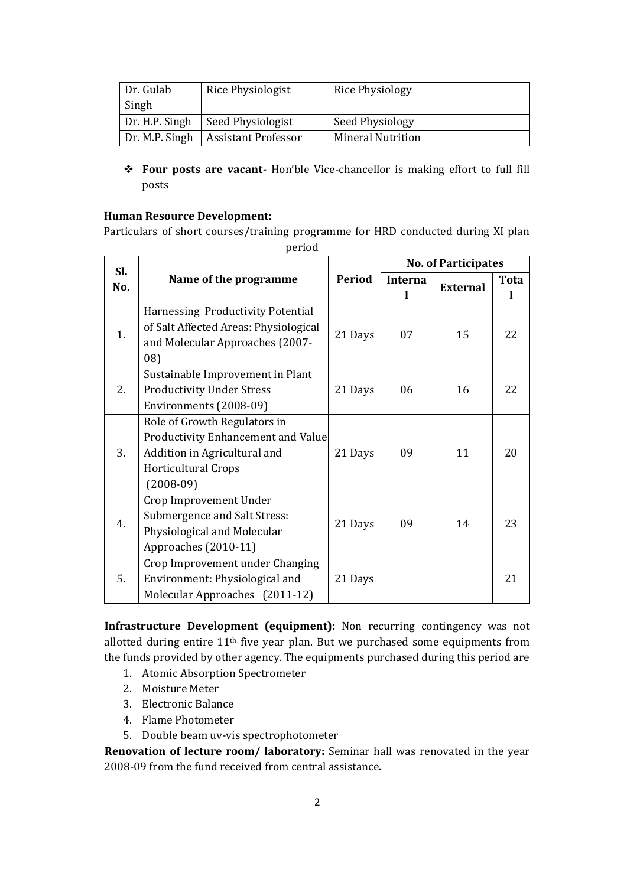| Dr. Gulab Singh | Rice Physiologist | Rice Physiology |
|---|---|---|
| Dr. H.P. Singh | Seed Physiologist | Seed Physiology |
| Dr. M.P. Singh | Assistant Professor | Mineral Nutrition |

- **Four posts are vacant-** Hon'ble Vice-chancellor is making effort to full fill posts

**Human Resource Development:**

Particulars of short courses/training programme for HRD conducted during XI plan period

| Sl. No. | Name of the programme | Period | No. of Participates | | |
|---|---|---|---|---|---|
| | | | Internal | External | Total |
| 1. | Harnessing Productivity Potential of Salt Affected Areas: Physiological and Molecular Approaches (2007-08) | 21 Days | 07 | 15 | 22 |
| 2. | Sustainable Improvement in Plant Productivity Under Stress Environments (2008-09) | 21 Days | 06 | 16 | 22 |
| 3. | Role of Growth Regulators in Productivity Enhancement and Value Addition in Agricultural and Horticultural Crops (2008-09) | 21 Days | 09 | 11 | 20 |
| 4. | Crop Improvement Under Submergence and Salt Stress: Physiological and Molecular Approaches (2010-11) | 21 Days | 09 | 14 | 23 |
| 5. | Crop Improvement under Changing Environment: Physiological and Molecular Approaches (2011-12) | 21 Days | | | 21 |

**Infrastructure Development (equipment):** Non recurring contingency was not allotted during entire 11th five year plan. But we purchased some equipments from the funds provided by other agency. The equipments purchased during this period are

1. Atomic Absorption Spectrometer
2. Moisture Meter
3. Electronic Balance
4. Flame Photometer
5. Double beam uv-vis spectrophotometer

**Renovation of lecture room/ laboratory:** Seminar hall was renovated in the year 2008-09 from the fund received from central assistance.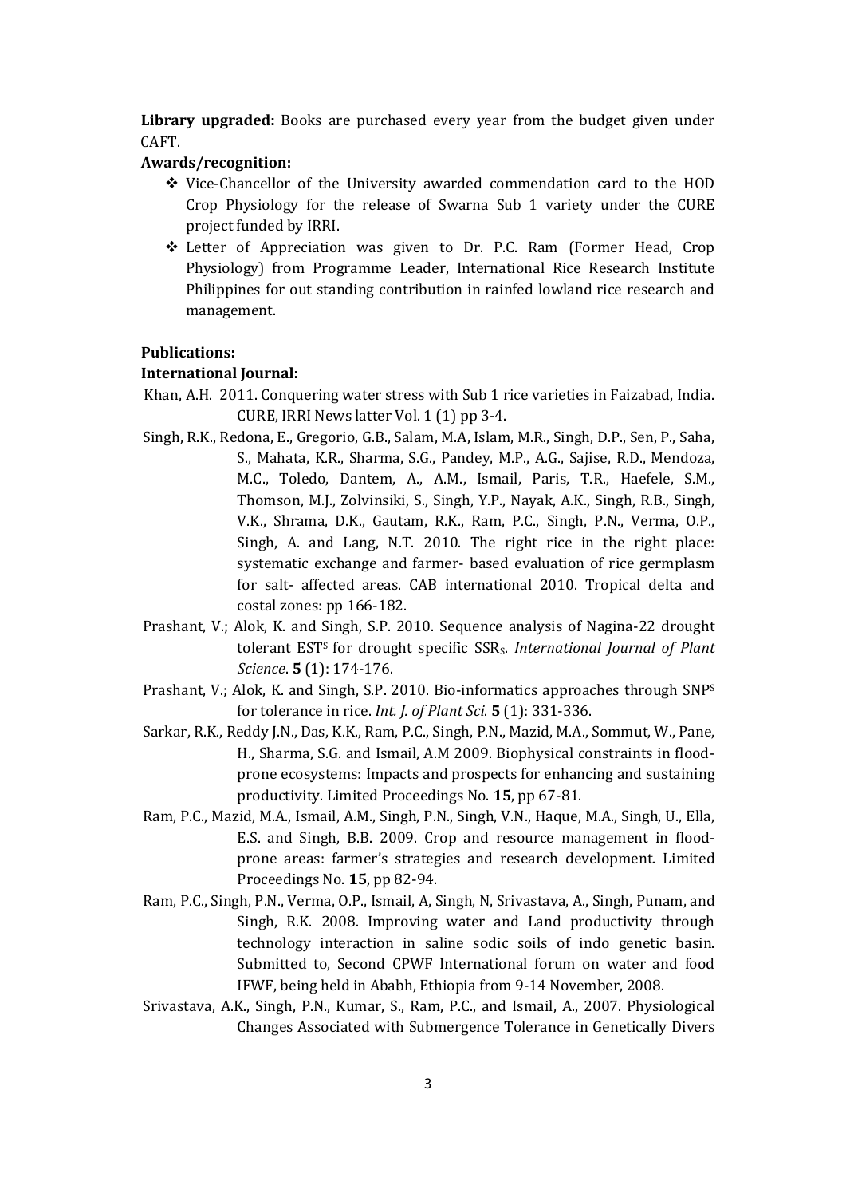**Library upgraded:** Books are purchased every year from the budget given under CAFT.

**Awards/recognition:**

- Vice-Chancellor of the University awarded commendation card to the HOD Crop Physiology for the release of Swarna Sub 1 variety under the CURE project funded by IRRI.
- Letter of Appreciation was given to Dr. P.C. Ram (Former Head, Crop Physiology) from Programme Leader, International Rice Research Institute Philippines for out standing contribution in rainfed lowland rice research and management.

**Publications:**

**International Journal:**

Khan, A.H. 2011. Conquering water stress with Sub 1 rice varieties in Faizabad, India. CURE, IRRI News latter Vol. 1 (1) pp 3-4.

Singh, R.K., Redona, E., Gregorio, G.B., Salam, M.A, Islam, M.R., Singh, D.P., Sen, P., Saha, S., Mahata, K.R., Sharma, S.G., Pandey, M.P., A.G., Sajise, R.D., Mendoza, M.C., Toledo, Dantem, A., A.M., Ismail, Paris, T.R., Haefele, S.M., Thomson, M.J., Zolvinsiki, S., Singh, Y.P., Nayak, A.K., Singh, R.B., Singh, V.K., Shrama, D.K., Gautam, R.K., Ram, P.C., Singh, P.N., Verma, O.P., Singh, A. and Lang, N.T. 2010. The right rice in the right place: systematic exchange and farmer- based evaluation of rice germplasm for salt- affected areas. CAB international 2010. Tropical delta and costal zones: pp 166-182.

Prashant, V.; Alok, K. and Singh, S.P. 2010. Sequence analysis of Nagina-22 drought tolerant $EST^{S}$ for drought specific $SSR_{S}$. *International Journal of Plant Science*. **5** (1): 174-176.

Prashant, V.; Alok, K. and Singh, S.P. 2010. Bio-informatics approaches through $SNP^{S}$ for tolerance in rice. *Int. J. of Plant Sci.* **5** (1): 331-336.

Sarkar, R.K., Reddy J.N., Das, K.K., Ram, P.C., Singh, P.N., Mazid, M.A., Sommut, W., Pane, H., Sharma, S.G. and Ismail, A.M 2009. Biophysical constraints in flood-prone ecosystems: Impacts and prospects for enhancing and sustaining productivity. Limited Proceedings No. **15**, pp 67-81.

Ram, P.C., Mazid, M.A., Ismail, A.M., Singh, P.N., Singh, V.N., Haque, M.A., Singh, U., Ella, E.S. and Singh, B.B. 2009. Crop and resource management in flood-prone areas: farmer's strategies and research development. Limited Proceedings No. **15**, pp 82-94.

Ram, P.C., Singh, P.N., Verma, O.P., Ismail, A, Singh, N, Srivastava, A., Singh, Punam, and Singh, R.K. 2008. Improving water and Land productivity through technology interaction in saline sodic soils of indo genetic basin. Submitted to, Second CPWF International forum on water and food IFWF, being held in Ababh, Ethiopia from 9-14 November, 2008.

Srivastava, A.K., Singh, P.N., Kumar, S., Ram, P.C., and Ismail, A., 2007. Physiological Changes Associated with Submergence Tolerance in Genetically Divers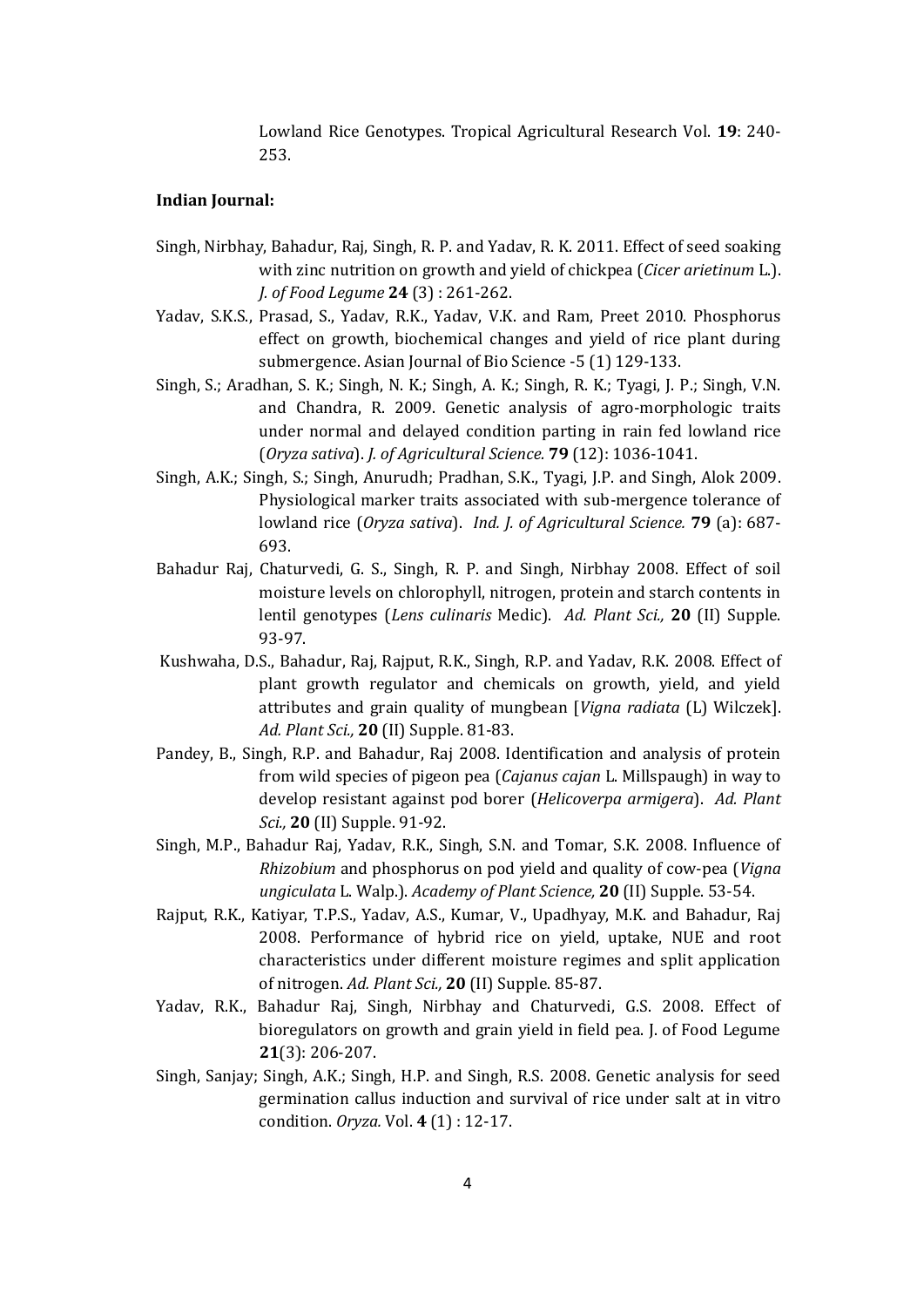Lowland Rice Genotypes. Tropical Agricultural Research Vol. **19**: 240-253.

**Indian Journal:**

Singh, Nirbhay, Bahadur, Raj, Singh, R. P. and Yadav, R. K. 2011. Effect of seed soaking with zinc nutrition on growth and yield of chickpea (*Cicer arietinum* L.). *J. of Food Legume* **24** (3) : 261-262.

Yadav, S.K.S., Prasad, S., Yadav, R.K., Yadav, V.K. and Ram, Preet 2010. Phosphorus effect on growth, biochemical changes and yield of rice plant during submergence. Asian Journal of Bio Science -5 (1) 129-133.

Singh, S.; Aradhan, S. K.; Singh, N. K.; Singh, A. K.; Singh, R. K.; Tyagi, J. P.; Singh, V.N. and Chandra, R. 2009. Genetic analysis of agro-morphologic traits under normal and delayed condition parting in rain fed lowland rice (*Oryza sativa*). *J. of Agricultural Science.* **79** (12): 1036-1041.

Singh, A.K.; Singh, S.; Singh, Anurudh; Pradhan, S.K., Tyagi, J.P. and Singh, Alok 2009. Physiological marker traits associated with sub-mergence tolerance of lowland rice (*Oryza sativa*). *Ind. J. of Agricultural Science.* **79** (a): 687-693.

Bahadur Raj, Chaturvedi, G. S., Singh, R. P. and Singh, Nirbhay 2008. Effect of soil moisture levels on chlorophyll, nitrogen, protein and starch contents in lentil genotypes (*Lens culinaris* Medic). *Ad. Plant Sci.,* **20** (II) Supple. 93-97.

Kushwaha, D.S., Bahadur, Raj, Rajput, R.K., Singh, R.P. and Yadav, R.K. 2008. Effect of plant growth regulator and chemicals on growth, yield, and yield attributes and grain quality of mungbean [*Vigna radiata* (L) Wilczek]. *Ad. Plant Sci.,* **20** (II) Supple. 81-83.

Pandey, B., Singh, R.P. and Bahadur, Raj 2008. Identification and analysis of protein from wild species of pigeon pea (*Cajanus cajan* L. Millspaugh) in way to develop resistant against pod borer (*Helicoverpa armigera*). *Ad. Plant Sci.,* **20** (II) Supple. 91-92.

Singh, M.P., Bahadur Raj, Yadav, R.K., Singh, S.N. and Tomar, S.K. 2008. Influence of *Rhizobium* and phosphorus on pod yield and quality of cow-pea (*Vigna ungiculata* L. Walp.). *Academy of Plant Science,* **20** (II) Supple. 53-54.

Rajput, R.K., Katiyar, T.P.S., Yadav, A.S., Kumar, V., Upadhyay, M.K. and Bahadur, Raj 2008. Performance of hybrid rice on yield, uptake, NUE and root characteristics under different moisture regimes and split application of nitrogen. *Ad. Plant Sci.,* **20** (II) Supple. 85-87.

Yadav, R.K., Bahadur Raj, Singh, Nirbhay and Chaturvedi, G.S. 2008. Effect of bioregulators on growth and grain yield in field pea. J. of Food Legume **21**(3): 206-207.

Singh, Sanjay; Singh, A.K.; Singh, H.P. and Singh, R.S. 2008. Genetic analysis for seed germination callus induction and survival of rice under salt at in vitro condition. *Oryza.* Vol. **4** (1) : 12-17.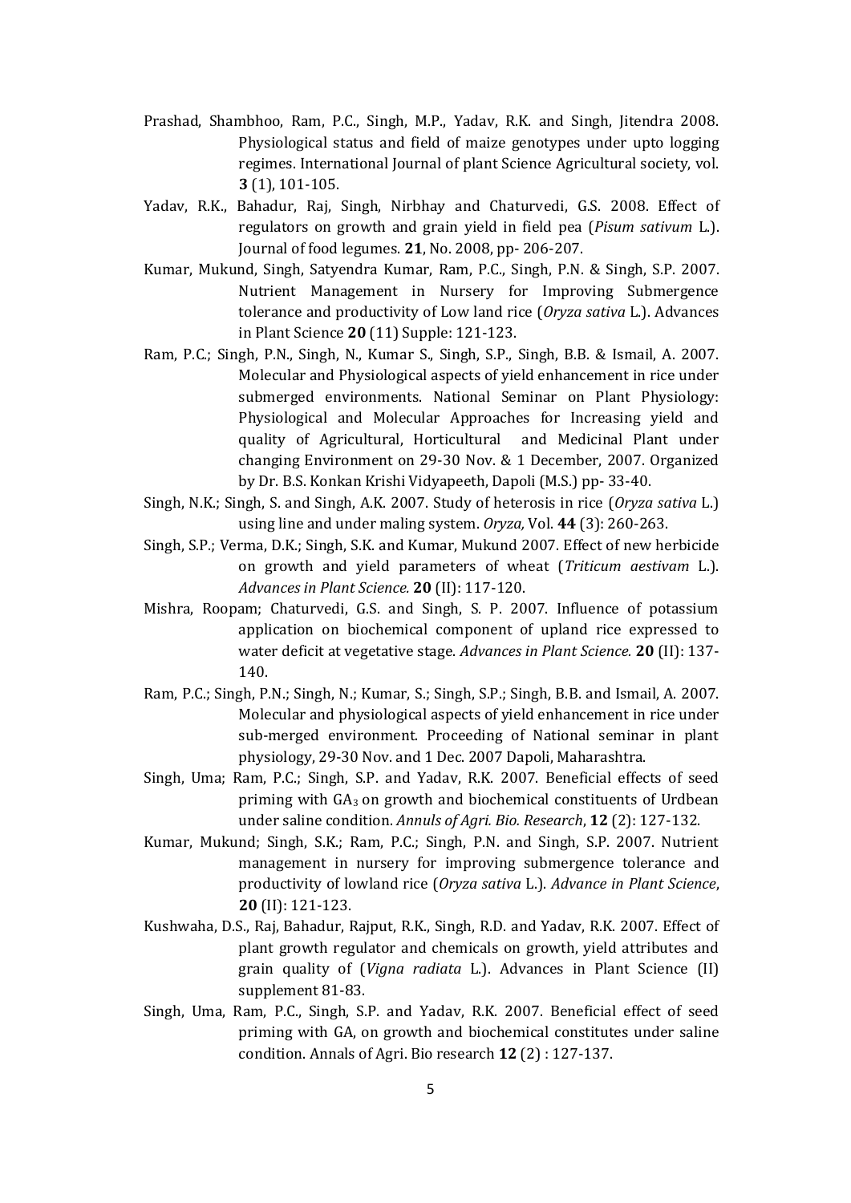Prashad, Shambhoo, Ram, P.C., Singh, M.P., Yadav, R.K. and Singh, Jitendra 2008. Physiological status and field of maize genotypes under upto logging regimes. International Journal of plant Science Agricultural society, vol. **3** (1), 101-105.

Yadav, R.K., Bahadur, Raj, Singh, Nirbhay and Chaturvedi, G.S. 2008. Effect of regulators on growth and grain yield in field pea (*Pisum sativum* L.). Journal of food legumes. **21**, No. 2008, pp- 206-207.

Kumar, Mukund, Singh, Satyendra Kumar, Ram, P.C., Singh, P.N. & Singh, S.P. 2007. Nutrient Management in Nursery for Improving Submergence tolerance and productivity of Low land rice (*Oryza sativa* L.). Advances in Plant Science **20** (11) Supple: 121-123.

Ram, P.C.; Singh, P.N., Singh, N., Kumar S., Singh, S.P., Singh, B.B. & Ismail, A. 2007. Molecular and Physiological aspects of yield enhancement in rice under submerged environments. National Seminar on Plant Physiology: Physiological and Molecular Approaches for Increasing yield and quality of Agricultural, Horticultural and Medicinal Plant under changing Environment on 29-30 Nov. & 1 December, 2007. Organized by Dr. B.S. Konkan Krishi Vidyapeeth, Dapoli (M.S.) pp- 33-40.

Singh, N.K.; Singh, S. and Singh, A.K. 2007. Study of heterosis in rice (*Oryza sativa* L.) using line and under maling system. *Oryza,* Vol. **44** (3): 260-263.

Singh, S.P.; Verma, D.K.; Singh, S.K. and Kumar, Mukund 2007. Effect of new herbicide on growth and yield parameters of wheat (*Triticum aestivam* L.). *Advances in Plant Science.* **20** (II): 117-120.

Mishra, Roopam; Chaturvedi, G.S. and Singh, S. P. 2007. Influence of potassium application on biochemical component of upland rice expressed to water deficit at vegetative stage. *Advances in Plant Science.* **20** (II): 137-140.

Ram, P.C.; Singh, P.N.; Singh, N.; Kumar, S.; Singh, S.P.; Singh, B.B. and Ismail, A. 2007. Molecular and physiological aspects of yield enhancement in rice under sub-merged environment. Proceeding of National seminar in plant physiology, 29-30 Nov. and 1 Dec. 2007 Dapoli, Maharashtra.

Singh, Uma; Ram, P.C.; Singh, S.P. and Yadav, R.K. 2007. Beneficial effects of seed priming with $GA_3$ on growth and biochemical constituents of Urdbean under saline condition. *Annuls of Agri. Bio. Research*, **12** (2): 127-132.

Kumar, Mukund; Singh, S.K.; Ram, P.C.; Singh, P.N. and Singh, S.P. 2007. Nutrient management in nursery for improving submergence tolerance and productivity of lowland rice (*Oryza sativa* L.). *Advance in Plant Science*, **20** (II): 121-123.

Kushwaha, D.S., Raj, Bahadur, Rajput, R.K., Singh, R.D. and Yadav, R.K. 2007. Effect of plant growth regulator and chemicals on growth, yield attributes and grain quality of (*Vigna radiata* L.). Advances in Plant Science (II) supplement 81-83.

Singh, Uma, Ram, P.C., Singh, S.P. and Yadav, R.K. 2007. Beneficial effect of seed priming with GA, on growth and biochemical constitutes under saline condition. Annals of Agri. Bio research **12** (2) : 127-137.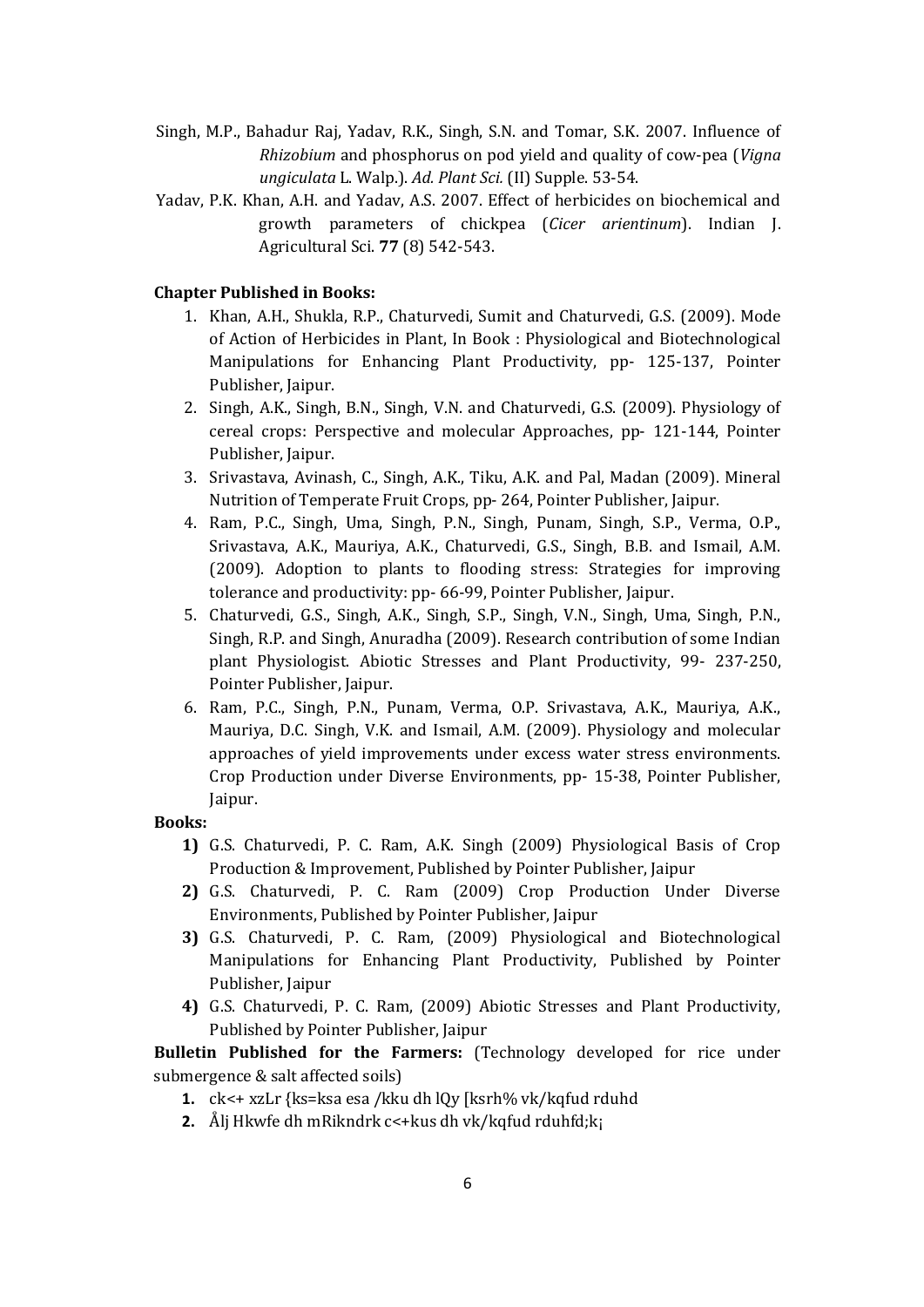Singh, M.P., Bahadur Raj, Yadav, R.K., Singh, S.N. and Tomar, S.K. 2007. Influence of *Rhizobium* and phosphorus on pod yield and quality of cow-pea (*Vigna unguiculata* L. Walp.). *Ad. Plant Sci.* (II) Supple. 53-54.

Yadav, P.K. Khan, A.H. and Yadav, A.S. 2007. Effect of herbicides on biochemical and growth parameters of chickpea (*Cicer arientinum*). Indian J. Agricultural Sci. **77** (8) 542-543.

**Chapter Published in Books:**

1. Khan, A.H., Shukla, R.P., Chaturvedi, Sumit and Chaturvedi, G.S. (2009). Mode of Action of Herbicides in Plant, In Book : Physiological and Biotechnological Manipulations for Enhancing Plant Productivity, pp- 125-137, Pointer Publisher, Jaipur.
2. Singh, A.K., Singh, B.N., Singh, V.N. and Chaturvedi, G.S. (2009). Physiology of cereal crops: Perspective and molecular Approaches, pp- 121-144, Pointer Publisher, Jaipur.
3. Srivastava, Avinash, C., Singh, A.K., Tiku, A.K. and Pal, Madan (2009). Mineral Nutrition of Temperate Fruit Crops, pp- 264, Pointer Publisher, Jaipur.
4. Ram, P.C., Singh, Uma, Singh, P.N., Singh, Punam, Singh, S.P., Verma, O.P., Srivastava, A.K., Mauriya, A.K., Chaturvedi, G.S., Singh, B.B. and Ismail, A.M. (2009). Adoption to plants to flooding stress: Strategies for improving tolerance and productivity: pp- 66-99, Pointer Publisher, Jaipur.
5. Chaturvedi, G.S., Singh, A.K., Singh, S.P., Singh, V.N., Singh, Uma, Singh, P.N., Singh, R.P. and Singh, Anuradha (2009). Research contribution of some Indian plant Physiologist. Abiotic Stresses and Plant Productivity, 99- 237-250, Pointer Publisher, Jaipur.
6. Ram, P.C., Singh, P.N., Punam, Verma, O.P. Srivastava, A.K., Mauriya, A.K., Mauriya, D.C. Singh, V.K. and Ismail, A.M. (2009). Physiology and molecular approaches of yield improvements under excess water stress environments. Crop Production under Diverse Environments, pp- 15-38, Pointer Publisher, Jaipur.

**Books:**

**1)** G.S. Chaturvedi, P. C. Ram, A.K. Singh (2009) Physiological Basis of Crop Production & Improvement, Published by Pointer Publisher, Jaipur

**2)** G.S. Chaturvedi, P. C. Ram (2009) Crop Production Under Diverse Environments, Published by Pointer Publisher, Jaipur

**3)** G.S. Chaturvedi, P. C. Ram, (2009) Physiological and Biotechnological Manipulations for Enhancing Plant Productivity, Published by Pointer Publisher, Jaipur

**4)** G.S. Chaturvedi, P. C. Ram, (2009) Abiotic Stresses and Plant Productivity, Published by Pointer Publisher, Jaipur

**Bulletin Published for the Farmers:** (Technology developed for rice under submergence & salt affected soils)

1. ck<+ xzLr {ks=ksa esa /kku dh lQy [ksrh% vk/kqfud rduhd
2. Åij Hkwfe dh mRikndrk c<+kus dh vk/kqfud rduhfd;k¡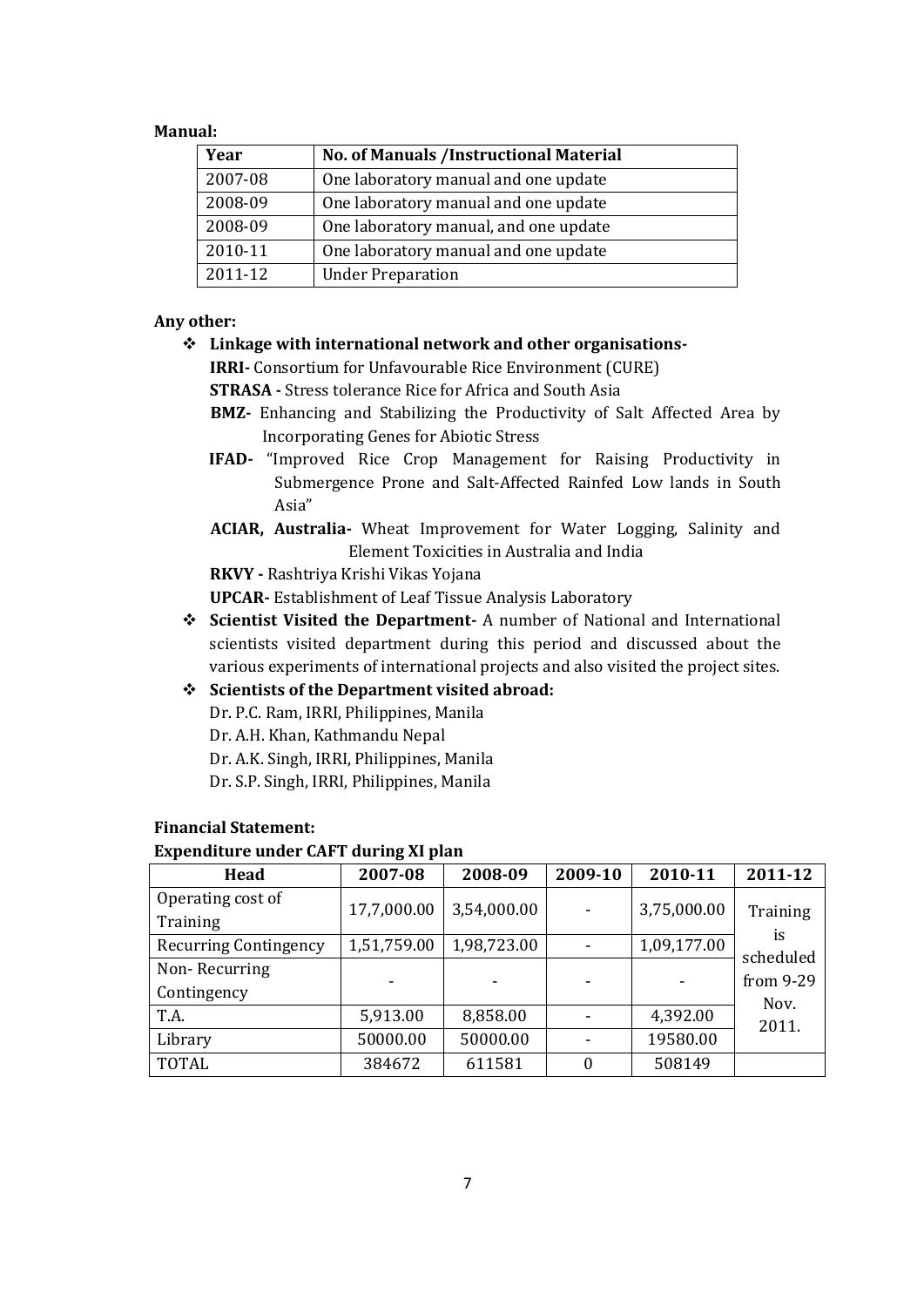**Manual:**

| Year | No. of Manuals /Instructional Material |
|---|---|
| 2007-08 | One laboratory manual and one update |
| 2008-09 | One laboratory manual and one update |
| 2008-09 | One laboratory manual, and one update |
| 2010-11 | One laboratory manual and one update |
| 2011-12 | Under Preparation |

**Any other:**

- **Linkage with international network and other organisations-**
  **IRRI-** Consortium for Unfavourable Rice Environment (CURE)
  **STRASA -** Stress tolerance Rice for Africa and South Asia
  **BMZ-** Enhancing and Stabilizing the Productivity of Salt Affected Area by Incorporating Genes for Abiotic Stress
  **IFAD-** "Improved Rice Crop Management for Raising Productivity in Submergence Prone and Salt-Affected Rainfed Low lands in South Asia"
  **ACIAR, Australia-** Wheat Improvement for Water Logging, Salinity and Element Toxicities in Australia and India
  **RKVY -** Rashtriya Krishi Vikas Yojana
  **UPCAR-** Establishment of Leaf Tissue Analysis Laboratory
- **Scientist Visited the Department-** A number of National and International scientists visited department during this period and discussed about the various experiments of international projects and also visited the project sites.
- **Scientists of the Department visited abroad:**
  Dr. P.C. Ram, IRRI, Philippines, Manila
  Dr. A.H. Khan, Kathmandu Nepal
  Dr. A.K. Singh, IRRI, Philippines, Manila
  Dr. S.P. Singh, IRRI, Philippines, Manila

**Financial Statement:**

**Expenditure under CAFT during XI plan**

| Head | 2007-08 | 2008-09 | 2009-10 | 2010-11 | 2011-12 |
|---|---|---|---|---|---|
| Operating cost of Training | 17,7,000.00 | 3,54,000.00 | - | 3,75,000.00 | Training is scheduled from 9-29 Nov. 2011. |
| Recurring Contingency | 1,51,759.00 | 1,98,723.00 | - | 1,09,177.00 | |
| Non- Recurring Contingency | - | - | - | - | |
| T.A. | 5,913.00 | 8,858.00 | - | 4,392.00 | |
| Library | 50000.00 | 50000.00 | - | 19580.00 | |
| TOTAL | 384672 | 611581 | 0 | 508149 | |